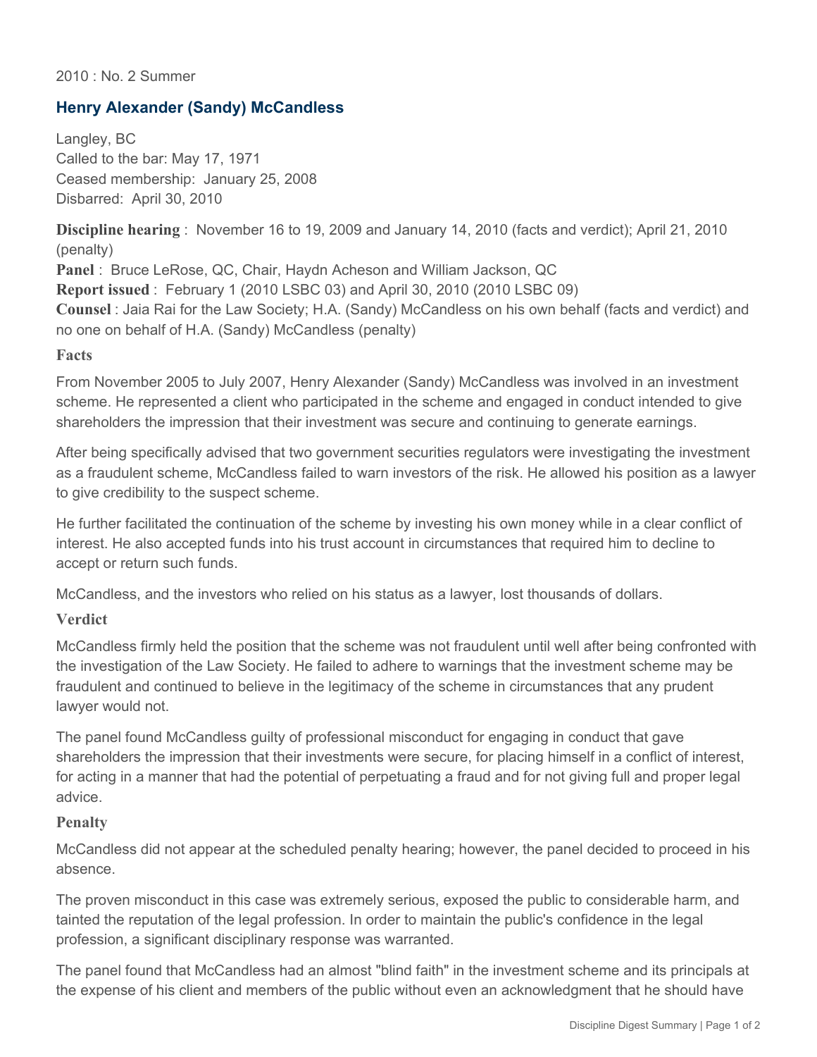2010 : No. 2 Summer

## Henry Alexander (Sandy) McCandless

Langley, BC
Called to the bar: May 17, 1971
Ceased membership: January 25, 2008
Disbarred: April 30, 2010

**Discipline hearing** : November 16 to 19, 2009 and January 14, 2010 (facts and verdict); April 21, 2010 (penalty)
**Panel** : Bruce LeRose, QC, Chair, Haydn Acheson and William Jackson, QC
**Report issued** : February 1 (2010 LSBC 03) and April 30, 2010 (2010 LSBC 09)
**Counsel** : Jaia Rai for the Law Society; H.A. (Sandy) McCandless on his own behalf (facts and verdict) and no one on behalf of H.A. (Sandy) McCandless (penalty)

### Facts

From November 2005 to July 2007, Henry Alexander (Sandy) McCandless was involved in an investment scheme. He represented a client who participated in the scheme and engaged in conduct intended to give shareholders the impression that their investment was secure and continuing to generate earnings.

After being specifically advised that two government securities regulators were investigating the investment as a fraudulent scheme, McCandless failed to warn investors of the risk. He allowed his position as a lawyer to give credibility to the suspect scheme.

He further facilitated the continuation of the scheme by investing his own money while in a clear conflict of interest. He also accepted funds into his trust account in circumstances that required him to decline to accept or return such funds.

McCandless, and the investors who relied on his status as a lawyer, lost thousands of dollars.

### Verdict

McCandless firmly held the position that the scheme was not fraudulent until well after being confronted with the investigation of the Law Society. He failed to adhere to warnings that the investment scheme may be fraudulent and continued to believe in the legitimacy of the scheme in circumstances that any prudent lawyer would not.

The panel found McCandless guilty of professional misconduct for engaging in conduct that gave shareholders the impression that their investments were secure, for placing himself in a conflict of interest, for acting in a manner that had the potential of perpetuating a fraud and for not giving full and proper legal advice.

### Penalty

McCandless did not appear at the scheduled penalty hearing; however, the panel decided to proceed in his absence.

The proven misconduct in this case was extremely serious, exposed the public to considerable harm, and tainted the reputation of the legal profession. In order to maintain the public's confidence in the legal profession, a significant disciplinary response was warranted.

The panel found that McCandless had an almost "blind faith" in the investment scheme and its principals at the expense of his client and members of the public without even an acknowledgment that he should have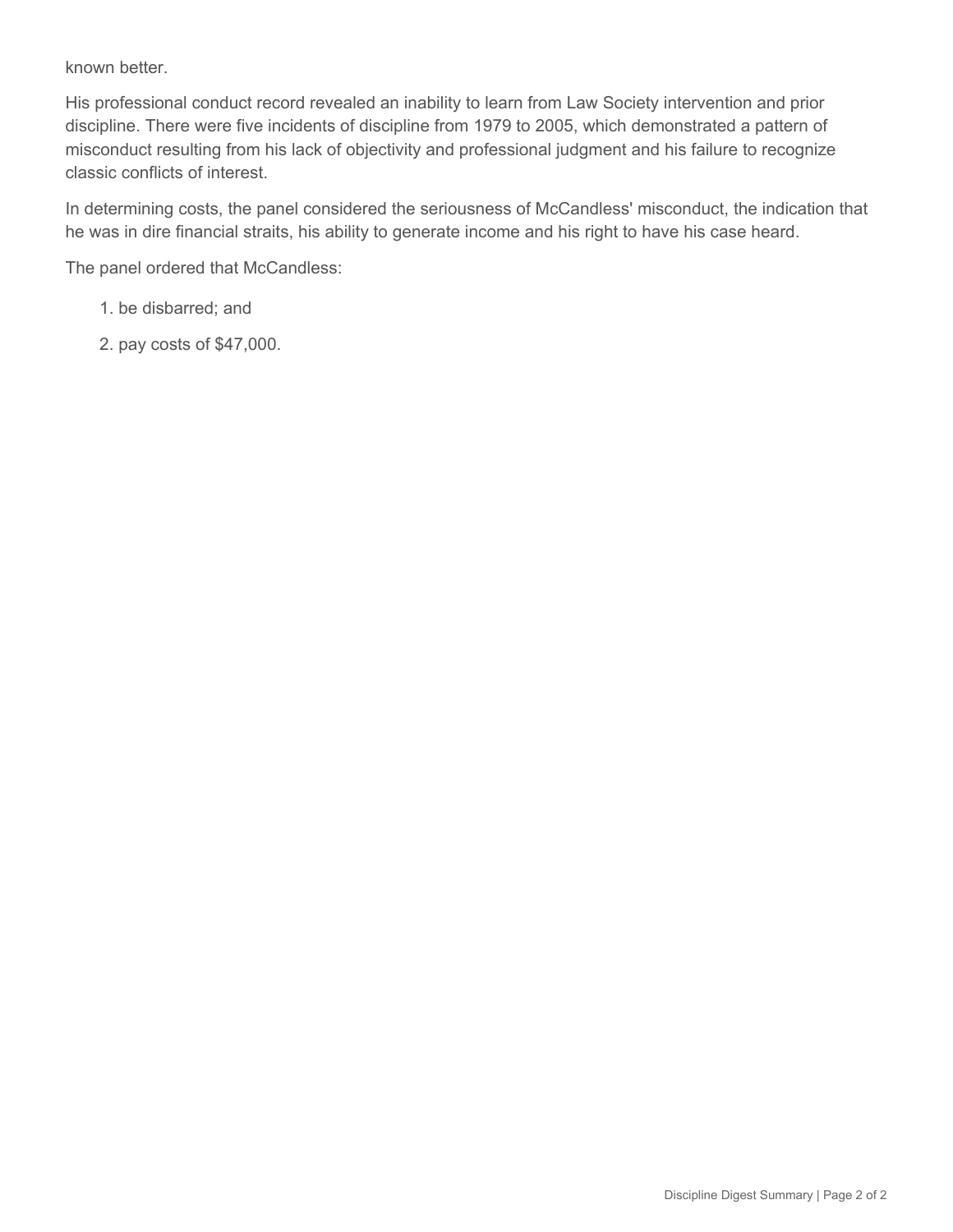known better.

His professional conduct record revealed an inability to learn from Law Society intervention and prior discipline. There were five incidents of discipline from 1979 to 2005, which demonstrated a pattern of misconduct resulting from his lack of objectivity and professional judgment and his failure to recognize classic conflicts of interest.

In determining costs, the panel considered the seriousness of McCandless' misconduct, the indication that he was in dire financial straits, his ability to generate income and his right to have his case heard.

The panel ordered that McCandless:

1. be disbarred; and
2. pay costs of $47,000.